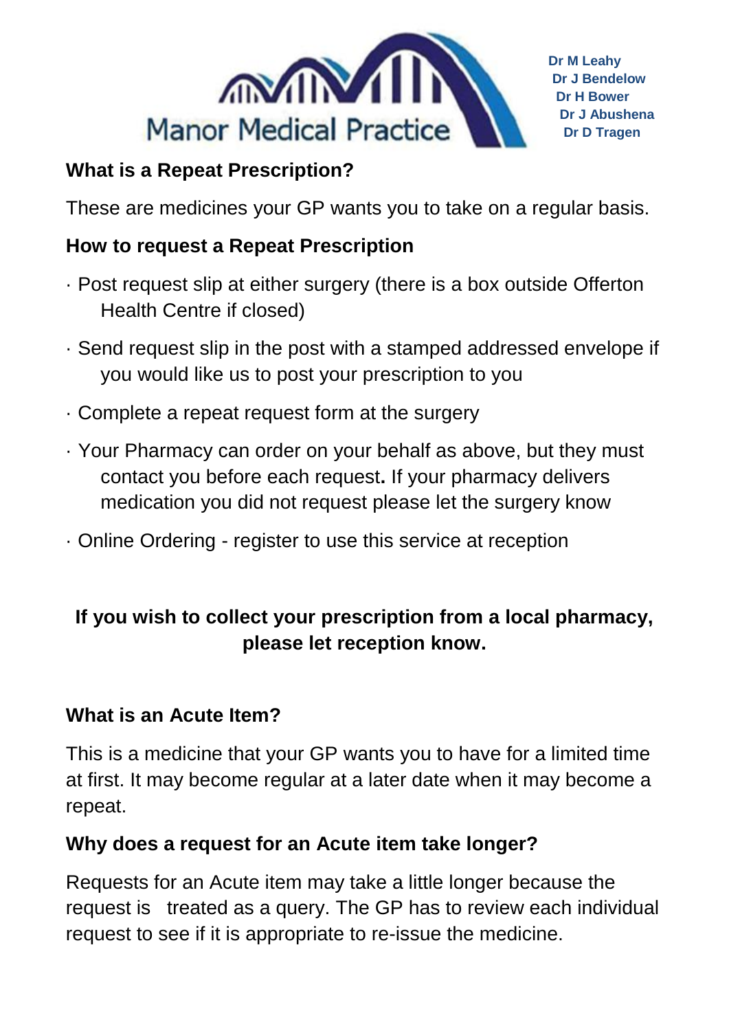Manor Medical Practice

Dr M Leahy
Dr J Bendelow
Dr H Bower
Dr J Abushena
Dr D Tragen

## What is a Repeat Prescription?

These are medicines your GP wants you to take on a regular basis.

## How to request a Repeat Prescription

- Post request slip at either surgery (there is a box outside Offerton Health Centre if closed)
- Send request slip in the post with a stamped addressed envelope if you would like us to post your prescription to you
- Complete a repeat request form at the surgery
- Your Pharmacy can order on your behalf as above, but they must contact you before each request**.** If your pharmacy delivers medication you did not request please let the surgery know
- Online Ordering - register to use this service at reception

**If you wish to collect your prescription from a local pharmacy, please let reception know.**

## What is an Acute Item?

This is a medicine that your GP wants you to have for a limited time at first. It may become regular at a later date when it may become a repeat.

## Why does a request for an Acute item take longer?

Requests for an Acute item may take a little longer because the request is treated as a query. The GP has to review each individual request to see if it is appropriate to re-issue the medicine.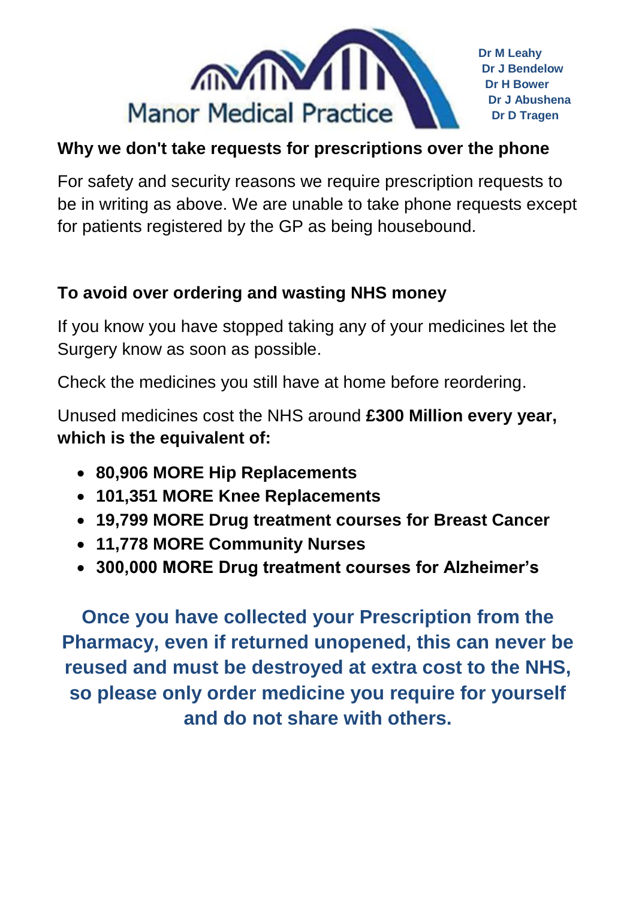Manor Medical Practice

Dr M Leahy
Dr J Bendelow
Dr H Bower
Dr J Abushena
Dr D Tragen

## Why we don't take requests for prescriptions over the phone

For safety and security reasons we require prescription requests to be in writing as above. We are unable to take phone requests except for patients registered by the GP as being housebound.

## To avoid over ordering and wasting NHS money

If you know you have stopped taking any of your medicines let the Surgery know as soon as possible.

Check the medicines you still have at home before reordering.

Unused medicines cost the NHS around **£300 Million every year, which is the equivalent of:**

- **80,906 MORE Hip Replacements**
- **101,351 MORE Knee Replacements**
- **19,799 MORE Drug treatment courses for Breast Cancer**
- **11,778 MORE Community Nurses**
- **300,000 MORE Drug treatment courses for Alzheimer's**

**Once you have collected your Prescription from the Pharmacy, even if returned unopened, this can never be reused and must be destroyed at extra cost to the NHS, so please only order medicine you require for yourself and do not share with others.**